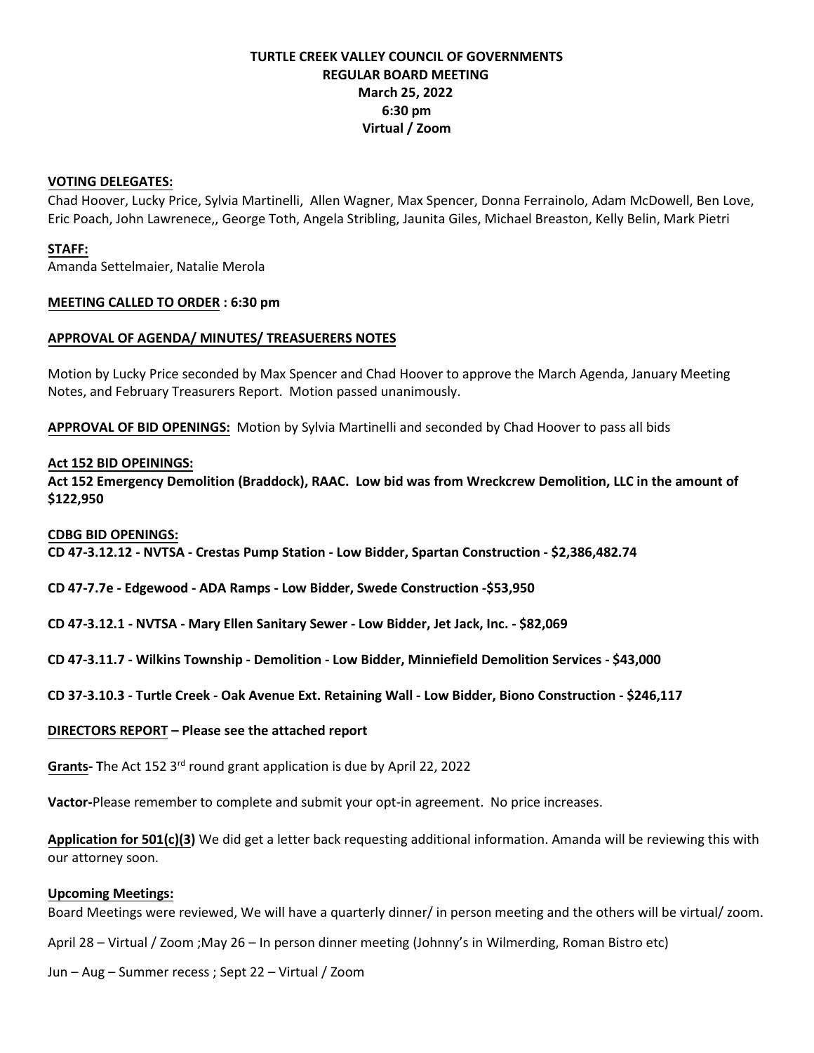**TURTLE CREEK VALLEY COUNCIL OF GOVERNMENTS**
**REGULAR BOARD MEETING**
**March 25, 2022**
**6:30 pm**
**Virtual / Zoom**

**VOTING DELEGATES:**
Chad Hoover, Lucky Price, Sylvia Martinelli, Allen Wagner, Max Spencer, Donna Ferrainolo, Adam McDowell, Ben Love, Eric Poach, John Lawrenece,, George Toth, Angela Stribling, Jaunita Giles, Michael Breaston, Kelly Belin, Mark Pietri

**STAFF:**
Amanda Settelmaier, Natalie Merola

**MEETING CALLED TO ORDER : 6:30 pm**

**APPROVAL OF AGENDA/ MINUTES/ TREASUERERS NOTES**

Motion by Lucky Price seconded by Max Spencer and Chad Hoover to approve the March Agenda, January Meeting Notes, and February Treasurers Report. Motion passed unanimously.

**APPROVAL OF BID OPENINGS:** Motion by Sylvia Martinelli and seconded by Chad Hoover to pass all bids

**Act 152 BID OPEININGS:**
**Act 152 Emergency Demolition (Braddock), RAAC. Low bid was from Wreckcrew Demolition, LLC in the amount of $122,950**

**CDBG BID OPENINGS:**
**CD 47-3.12.12 - NVTSA - Crestas Pump Station - Low Bidder, Spartan Construction - $2,386,482.74**

**CD 47-7.7e - Edgewood - ADA Ramps - Low Bidder, Swede Construction -$53,950**

**CD 47-3.12.1 - NVTSA - Mary Ellen Sanitary Sewer - Low Bidder, Jet Jack, Inc. - $82,069**

**CD 47-3.11.7 - Wilkins Township - Demolition - Low Bidder, Minniefield Demolition Services - $43,000**

**CD 37-3.10.3 - Turtle Creek - Oak Avenue Ext. Retaining Wall - Low Bidder, Biono Construction - $246,117**

**DIRECTORS REPORT – Please see the attached report**

**Grants- T**he Act 152 3rd round grant application is due by April 22, 2022

**Vactor-**Please remember to complete and submit your opt-in agreement. No price increases.

**Application for 501(c)(3)** We did get a letter back requesting additional information. Amanda will be reviewing this with our attorney soon.

**Upcoming Meetings:**
Board Meetings were reviewed, We will have a quarterly dinner/ in person meeting and the others will be virtual/ zoom.

April 28 – Virtual / Zoom ;May 26 – In person dinner meeting (Johnny's in Wilmerding, Roman Bistro etc)

Jun – Aug – Summer recess ; Sept 22 – Virtual / Zoom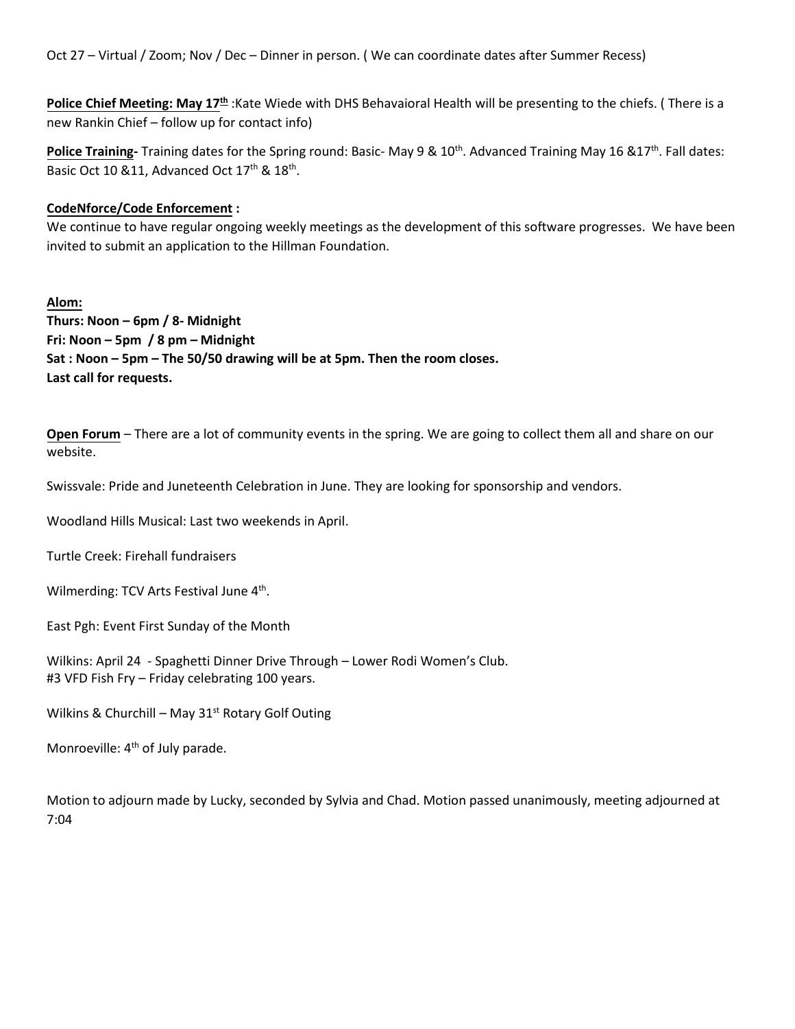Oct 27 – Virtual / Zoom; Nov / Dec – Dinner in person. ( We can coordinate dates after Summer Recess)

**Police Chief Meeting: May 17th** :Kate Wiede with DHS Behavaioral Health will be presenting to the chiefs. ( There is a new Rankin Chief – follow up for contact info)

**Police Training-** Training dates for the Spring round: Basic- May 9 & 10th. Advanced Training May 16 &17th. Fall dates: Basic Oct 10 &11, Advanced Oct 17th & 18th.

**CodeNforce/Code Enforcement :**
We continue to have regular ongoing weekly meetings as the development of this software progresses. We have been invited to submit an application to the Hillman Foundation.

**Alom:**
**Thurs: Noon – 6pm / 8- Midnight**
**Fri: Noon – 5pm / 8 pm – Midnight**
**Sat : Noon – 5pm – The 50/50 drawing will be at 5pm. Then the room closes.**
**Last call for requests.**

**Open Forum** – There are a lot of community events in the spring. We are going to collect them all and share on our website.

Swissvale: Pride and Juneteenth Celebration in June. They are looking for sponsorship and vendors.

Woodland Hills Musical: Last two weekends in April.

Turtle Creek: Firehall fundraisers

Wilmerding: TCV Arts Festival June 4th.

East Pgh: Event First Sunday of the Month

Wilkins: April 24 - Spaghetti Dinner Drive Through – Lower Rodi Women's Club.
#3 VFD Fish Fry – Friday celebrating 100 years.

Wilkins & Churchill – May 31st Rotary Golf Outing

Monroeville: 4th of July parade.

Motion to adjourn made by Lucky, seconded by Sylvia and Chad. Motion passed unanimously, meeting adjourned at 7:04